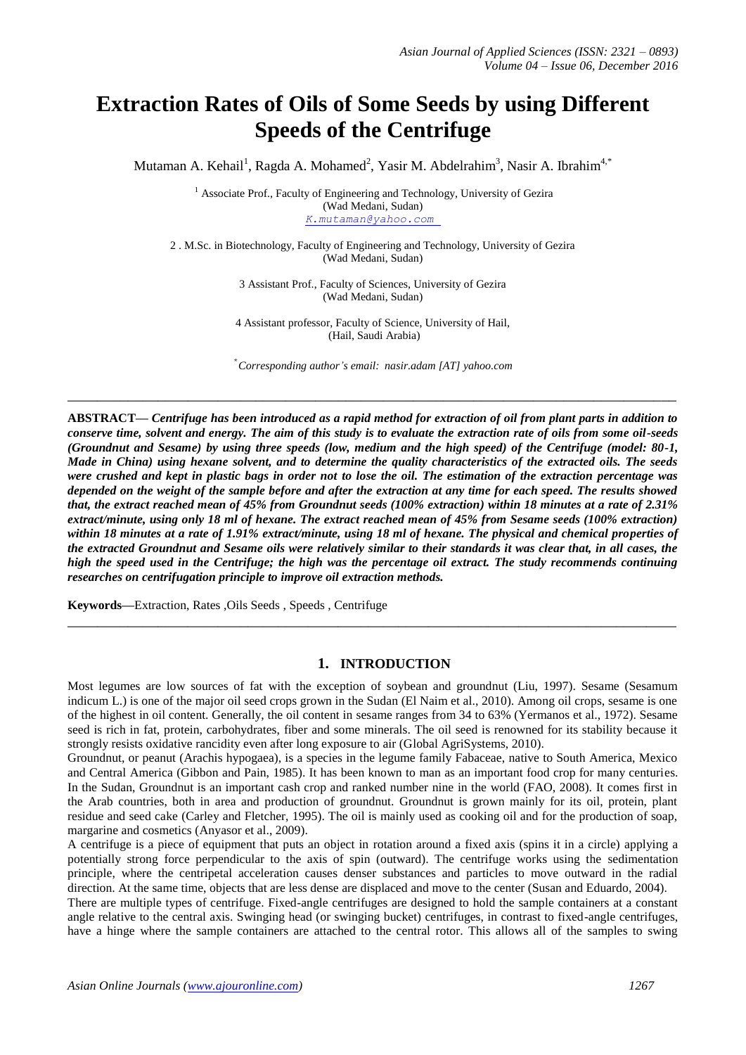# Extraction Rates of Oils of Some Seeds by using Different Speeds of the Centrifuge

Mutaman A. Kehail[1], Ragda A. Mohamed[2], Yasir M. Abdelrahim[3], Nasir A. Ibrahim[4,*]

[1] Associate Prof., Faculty of Engineering and Technology, University of Gezira (Wad Medani, Sudan)
*K.mutaman@yahoo.com*

2 . M.Sc. in Biotechnology, Faculty of Engineering and Technology, University of Gezira (Wad Medani, Sudan)

3 Assistant Prof., Faculty of Sciences, University of Gezira (Wad Medani, Sudan)

4 Assistant professor, Faculty of Science, University of Hail, (Hail, Saudi Arabia)

[*] *Corresponding author's email: nasir.adam [AT] yahoo.com*

---

**ABSTRACT—** ***Centrifuge has been introduced as a rapid method for extraction of oil from plant parts in addition to conserve time, solvent and energy. The aim of this study is to evaluate the extraction rate of oils from some oil-seeds (Groundnut and Sesame) by using three speeds (low, medium and the high speed) of the Centrifuge (model: 80-1, Made in China) using hexane solvent, and to determine the quality characteristics of the extracted oils. The seeds were crushed and kept in plastic bags in order not to lose the oil. The estimation of the extraction percentage was depended on the weight of the sample before and after the extraction at any time for each speed. The results showed that, the extract reached mean of 45% from Groundnut seeds (100% extraction) within 18 minutes at a rate of 2.31% extract/minute, using only 18 ml of hexane. The extract reached mean of 45% from Sesame seeds (100% extraction) within 18 minutes at a rate of 1.91% extract/minute, using 18 ml of hexane. The physical and chemical properties of the extracted Groundnut and Sesame oils were relatively similar to their standards it was clear that, in all cases, the high the speed used in the Centrifuge; the high was the percentage oil extract. The study recommends continuing researches on centrifugation principle to improve oil extraction methods.***

**Keywords—**Extraction, Rates ,Oils Seeds , Speeds , Centrifuge

---

## 1. INTRODUCTION

Most legumes are low sources of fat with the exception of soybean and groundnut (Liu, 1997). Sesame (Sesamum indicum L.) is one of the major oil seed crops grown in the Sudan (El Naim et al., 2010). Among oil crops, sesame is one of the highest in oil content. Generally, the oil content in sesame ranges from 34 to 63% (Yermanos et al., 1972). Sesame seed is rich in fat, protein, carbohydrates, fiber and some minerals. The oil seed is renowned for its stability because it strongly resists oxidative rancidity even after long exposure to air (Global AgriSystems, 2010).

Groundnut, or peanut (Arachis hypogaea), is a species in the legume family Fabaceae, native to South America, Mexico and Central America (Gibbon and Pain, 1985). It has been known to man as an important food crop for many centuries. In the Sudan, Groundnut is an important cash crop and ranked number nine in the world (FAO, 2008). It comes first in the Arab countries, both in area and production of groundnut. Groundnut is grown mainly for its oil, protein, plant residue and seed cake (Carley and Fletcher, 1995). The oil is mainly used as cooking oil and for the production of soap, margarine and cosmetics (Anyasor et al., 2009).

A centrifuge is a piece of equipment that puts an object in rotation around a fixed axis (spins it in a circle) applying a potentially strong force perpendicular to the axis of spin (outward). The centrifuge works using the sedimentation principle, where the centripetal acceleration causes denser substances and particles to move outward in the radial direction. At the same time, objects that are less dense are displaced and move to the center (Susan and Eduardo, 2004).

There are multiple types of centrifuge. Fixed-angle centrifuges are designed to hold the sample containers at a constant angle relative to the central axis. Swinging head (or swinging bucket) centrifuges, in contrast to fixed-angle centrifuges, have a hinge where the sample containers are attached to the central rotor. This allows all of the samples to swing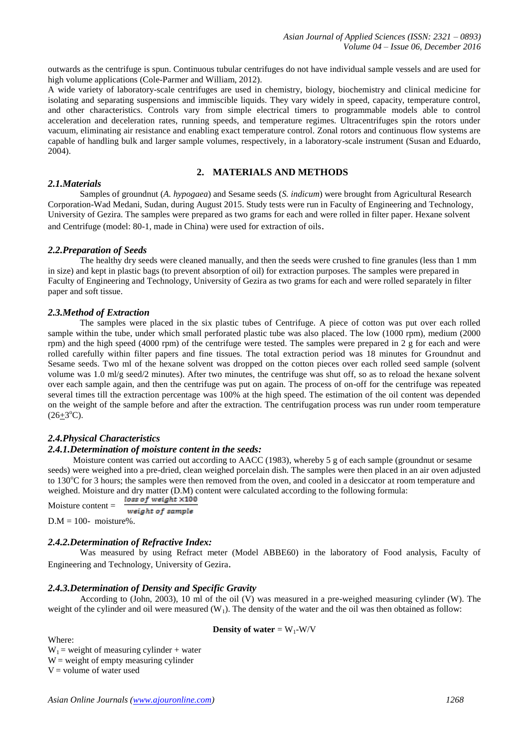outwards as the centrifuge is spun. Continuous tubular centrifuges do not have individual sample vessels and are used for high volume applications (Cole-Parmer and William, 2012).

A wide variety of laboratory-scale centrifuges are used in chemistry, biology, biochemistry and clinical medicine for isolating and separating suspensions and immiscible liquids. They vary widely in speed, capacity, temperature control, and other characteristics. Controls vary from simple electrical timers to programmable models able to control acceleration and deceleration rates, running speeds, and temperature regimes. Ultracentrifuges spin the rotors under vacuum, eliminating air resistance and enabling exact temperature control. Zonal rotors and continuous flow systems are capable of handling bulk and larger sample volumes, respectively, in a laboratory-scale instrument (Susan and Eduardo, 2004).

## 2. MATERIALS AND METHODS

### *2.1.Materials*

Samples of groundnut (*A. hypogaea*) and Sesame seeds (*S. indicum*) were brought from Agricultural Research Corporation-Wad Medani, Sudan, during August 2015. Study tests were run in Faculty of Engineering and Technology, University of Gezira. The samples were prepared as two grams for each and were rolled in filter paper. Hexane solvent and Centrifuge (model: 80-1, made in China) were used for extraction of oils.

### *2.2.Preparation of Seeds*

The healthy dry seeds were cleaned manually, and then the seeds were crushed to fine granules (less than 1 mm in size) and kept in plastic bags (to prevent absorption of oil) for extraction purposes. The samples were prepared in Faculty of Engineering and Technology, University of Gezira as two grams for each and were rolled separately in filter paper and soft tissue.

### *2.3.Method of Extraction*

The samples were placed in the six plastic tubes of Centrifuge. A piece of cotton was put over each rolled sample within the tube, under which small perforated plastic tube was also placed. The low (1000 rpm), medium (2000 rpm) and the high speed (4000 rpm) of the centrifuge were tested. The samples were prepared in 2 g for each and were rolled carefully within filter papers and fine tissues. The total extraction period was 18 minutes for Groundnut and Sesame seeds. Two ml of the hexane solvent was dropped on the cotton pieces over each rolled seed sample (solvent volume was 1.0 ml/g seed/2 minutes). After two minutes, the centrifuge was shut off, so as to reload the hexane solvent over each sample again, and then the centrifuge was put on again. The process of on-off for the centrifuge was repeated several times till the extraction percentage was 100% at the high speed. The estimation of the oil content was depended on the weight of the sample before and after the extraction. The centrifugation process was run under room temperature ($26\pm3^{o}$C).

### *2.4.Physical Characteristics*

#### *2.4.1.Determination of moisture content in the seeds:*

Moisture content was carried out according to AACC (1983), whereby 5 g of each sample (groundnut or sesame seeds) were weighed into a pre-dried, clean weighed porcelain dish. The samples were then placed in an air oven adjusted to 130°C for 3 hours; the samples were then removed from the oven, and cooled in a desiccator at room temperature and weighed. Moisture and dry matter (D.M) content were calculated according to the following formula:

$$\text{Moisture content} = \frac{\text{loss of weight} \times 100}{\text{weight of sample}}$$

D.M = 100- moisture%.

#### *2.4.2.Determination of Refractive Index:*

Was measured by using Refract meter (Model ABBE60) in the laboratory of Food analysis, Faculty of Engineering and Technology, University of Gezira.

#### *2.4.3.Determination of Density and Specific Gravity*

According to (John, 2003), 10 ml of the oil (V) was measured in a pre-weighed measuring cylinder (W). The weight of the cylinder and oil were measured ($W_1$). The density of the water and the oil was then obtained as follow:

$$\textbf{Density of water} = W_1\text{-}W/V$$

Where:

$W_1$ = weight of measuring cylinder + water  
W = weight of empty measuring cylinder  
V = volume of water used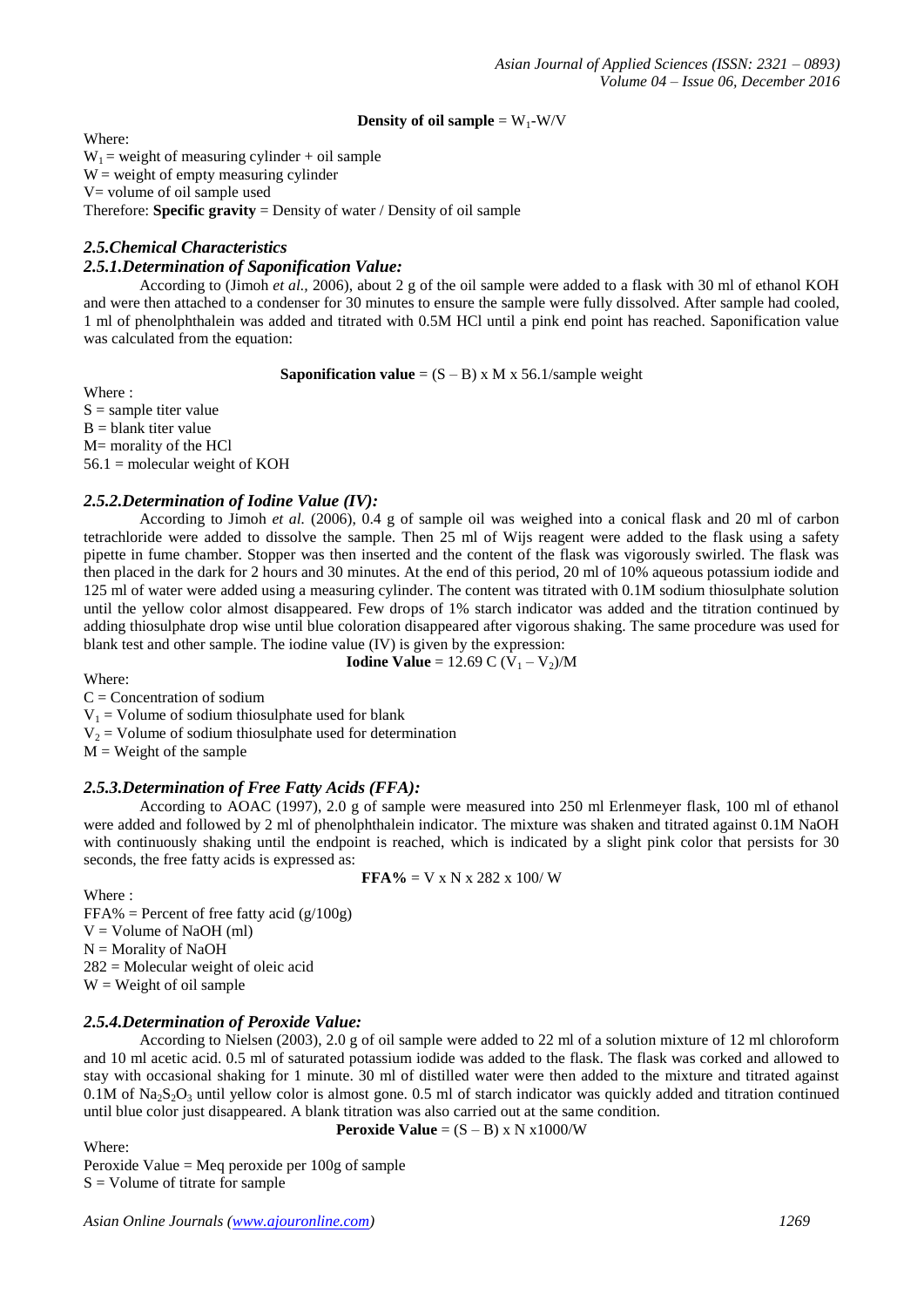**Density of oil sample** = $W_1$-W/V

Where:
$W_1$ = weight of measuring cylinder + oil sample
W = weight of empty measuring cylinder
V= volume of oil sample used
Therefore: **Specific gravity** = Density of water / Density of oil sample

### *2.5.Chemical Characteristics*

### *2.5.1.Determination of Saponification Value:*

According to (Jimoh *et al.,* 2006), about 2 g of the oil sample were added to a flask with 30 ml of ethanol KOH and were then attached to a condenser for 30 minutes to ensure the sample were fully dissolved. After sample had cooled, 1 ml of phenolphthalein was added and titrated with 0.5M HCl until a pink end point has reached. Saponification value was calculated from the equation:

**Saponification value** = (S – B) x M x 56.1/sample weight

Where :
S = sample titer value
B = blank titer value
M= morality of the HCl
56.1 = molecular weight of KOH

### *2.5.2.Determination of Iodine Value (IV):*

According to Jimoh *et al.* (2006), 0.4 g of sample oil was weighed into a conical flask and 20 ml of carbon tetrachloride were added to dissolve the sample. Then 25 ml of Wijs reagent were added to the flask using a safety pipette in fume chamber. Stopper was then inserted and the content of the flask was vigorously swirled. The flask was then placed in the dark for 2 hours and 30 minutes. At the end of this period, 20 ml of 10% aqueous potassium iodide and 125 ml of water were added using a measuring cylinder. The content was titrated with 0.1M sodium thiosulphate solution until the yellow color almost disappeared. Few drops of 1% starch indicator was added and the titration continued by adding thiosulphate drop wise until blue coloration disappeared after vigorous shaking. The same procedure was used for blank test and other sample. The iodine value (IV) is given by the expression:

**Iodine Value** = 12.69 C ($V_1$ – $V_2$)/M

Where:
C = Concentration of sodium
$V_1$ = Volume of sodium thiosulphate used for blank
$V_2$ = Volume of sodium thiosulphate used for determination
M = Weight of the sample

### *2.5.3.Determination of Free Fatty Acids (FFA):*

According to AOAC (1997), 2.0 g of sample were measured into 250 ml Erlenmeyer flask, 100 ml of ethanol were added and followed by 2 ml of phenolphthalein indicator. The mixture was shaken and titrated against 0.1M NaOH with continuously shaking until the endpoint is reached, which is indicated by a slight pink color that persists for 30 seconds, the free fatty acids is expressed as:

**FFA%** = V x N x 282 x 100/ W

Where :
FFA% = Percent of free fatty acid (g/100g)
V = Volume of NaOH (ml)
N = Morality of NaOH
282 = Molecular weight of oleic acid
W = Weight of oil sample

### *2.5.4.Determination of Peroxide Value:*

According to Nielsen (2003), 2.0 g of oil sample were added to 22 ml of a solution mixture of 12 ml chloroform and 10 ml acetic acid. 0.5 ml of saturated potassium iodide was added to the flask. The flask was corked and allowed to stay with occasional shaking for 1 minute. 30 ml of distilled water were then added to the mixture and titrated against 0.1M of $Na_2S_2O_3$ until yellow color is almost gone. 0.5 ml of starch indicator was quickly added and titration continued until blue color just disappeared. A blank titration was also carried out at the same condition.

**Peroxide Value** = (S – B) x N x1000/W

Where:
Peroxide Value = Meq peroxide per 100g of sample
S = Volume of titrate for sample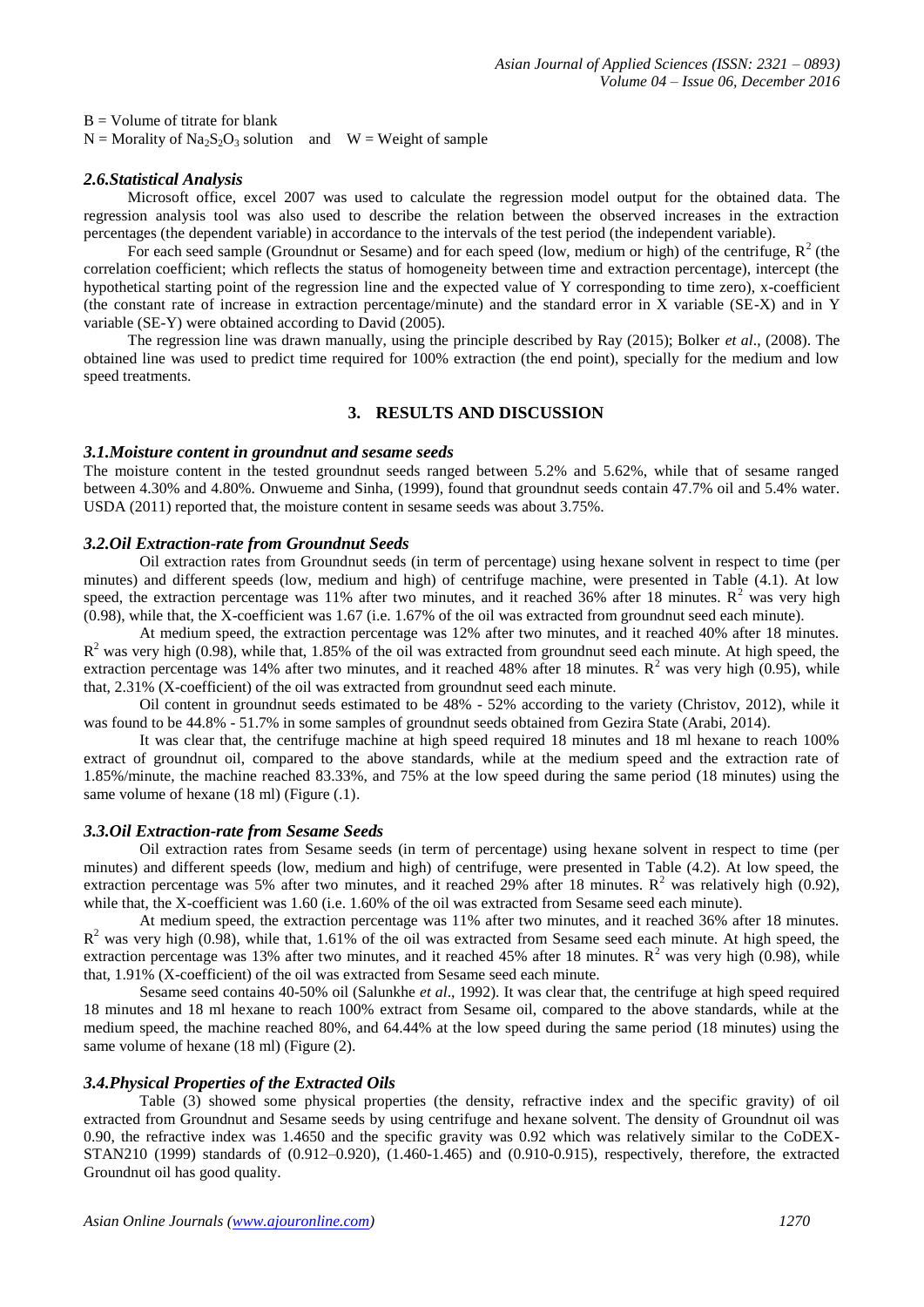B = Volume of titrate for blank

N = Morality of $Na_2S_2O_3$ solution and W = Weight of sample

### *2.6.Statistical Analysis*

Microsoft office, excel 2007 was used to calculate the regression model output for the obtained data. The regression analysis tool was also used to describe the relation between the observed increases in the extraction percentages (the dependent variable) in accordance to the intervals of the test period (the independent variable).

For each seed sample (Groundnut or Sesame) and for each speed (low, medium or high) of the centrifuge, $R^2$ (the correlation coefficient; which reflects the status of homogeneity between time and extraction percentage), intercept (the hypothetical starting point of the regression line and the expected value of Y corresponding to time zero), x-coefficient (the constant rate of increase in extraction percentage/minute) and the standard error in X variable (SE-X) and in Y variable (SE-Y) were obtained according to David (2005).

The regression line was drawn manually, using the principle described by Ray (2015); Bolker *et al*., (2008). The obtained line was used to predict time required for 100% extraction (the end point), specially for the medium and low speed treatments.

## 3. RESULTS AND DISCUSSION

### *3.1.Moisture content in groundnut and sesame seeds*

The moisture content in the tested groundnut seeds ranged between 5.2% and 5.62%, while that of sesame ranged between 4.30% and 4.80%. Onwueme and Sinha, (1999), found that groundnut seeds contain 47.7% oil and 5.4% water. USDA (2011) reported that, the moisture content in sesame seeds was about 3.75%.

### *3.2.Oil Extraction-rate from Groundnut Seeds*

Oil extraction rates from Groundnut seeds (in term of percentage) using hexane solvent in respect to time (per minutes) and different speeds (low, medium and high) of centrifuge machine, were presented in Table (4.1). At low speed, the extraction percentage was 11% after two minutes, and it reached 36% after 18 minutes. $R^2$ was very high (0.98), while that, the X-coefficient was 1.67 (i.e. 1.67% of the oil was extracted from groundnut seed each minute).

At medium speed, the extraction percentage was 12% after two minutes, and it reached 40% after 18 minutes. $R^2$ was very high (0.98), while that, 1.85% of the oil was extracted from groundnut seed each minute. At high speed, the extraction percentage was 14% after two minutes, and it reached 48% after 18 minutes. $R^2$ was very high (0.95), while that, 2.31% (X-coefficient) of the oil was extracted from groundnut seed each minute.

Oil content in groundnut seeds estimated to be 48% - 52% according to the variety (Christov, 2012), while it was found to be 44.8% - 51.7% in some samples of groundnut seeds obtained from Gezira State (Arabi, 2014).

It was clear that, the centrifuge machine at high speed required 18 minutes and 18 ml hexane to reach 100% extract of groundnut oil, compared to the above standards, while at the medium speed and the extraction rate of 1.85%/minute, the machine reached 83.33%, and 75% at the low speed during the same period (18 minutes) using the same volume of hexane (18 ml) (Figure (.1).

### *3.3.Oil Extraction-rate from Sesame Seeds*

Oil extraction rates from Sesame seeds (in term of percentage) using hexane solvent in respect to time (per minutes) and different speeds (low, medium and high) of centrifuge, were presented in Table (4.2). At low speed, the extraction percentage was 5% after two minutes, and it reached 29% after 18 minutes. $R^2$ was relatively high (0.92), while that, the X-coefficient was 1.60 (i.e. 1.60% of the oil was extracted from Sesame seed each minute).

At medium speed, the extraction percentage was 11% after two minutes, and it reached 36% after 18 minutes. $R^2$ was very high (0.98), while that, 1.61% of the oil was extracted from Sesame seed each minute. At high speed, the extraction percentage was 13% after two minutes, and it reached 45% after 18 minutes. $R^2$ was very high (0.98), while that, 1.91% (X-coefficient) of the oil was extracted from Sesame seed each minute.

Sesame seed contains 40-50% oil (Salunkhe *et al*., 1992). It was clear that, the centrifuge at high speed required 18 minutes and 18 ml hexane to reach 100% extract from Sesame oil, compared to the above standards, while at the medium speed, the machine reached 80%, and 64.44% at the low speed during the same period (18 minutes) using the same volume of hexane (18 ml) (Figure (2).

### *3.4.Physical Properties of the Extracted Oils*

Table (3) showed some physical properties (the density, refractive index and the specific gravity) of oil extracted from Groundnut and Sesame seeds by using centrifuge and hexane solvent. The density of Groundnut oil was 0.90, the refractive index was 1.4650 and the specific gravity was 0.92 which was relatively similar to the CoDEX-STAN210 (1999) standards of (0.912–0.920), (1.460-1.465) and (0.910-0.915), respectively, therefore, the extracted Groundnut oil has good quality.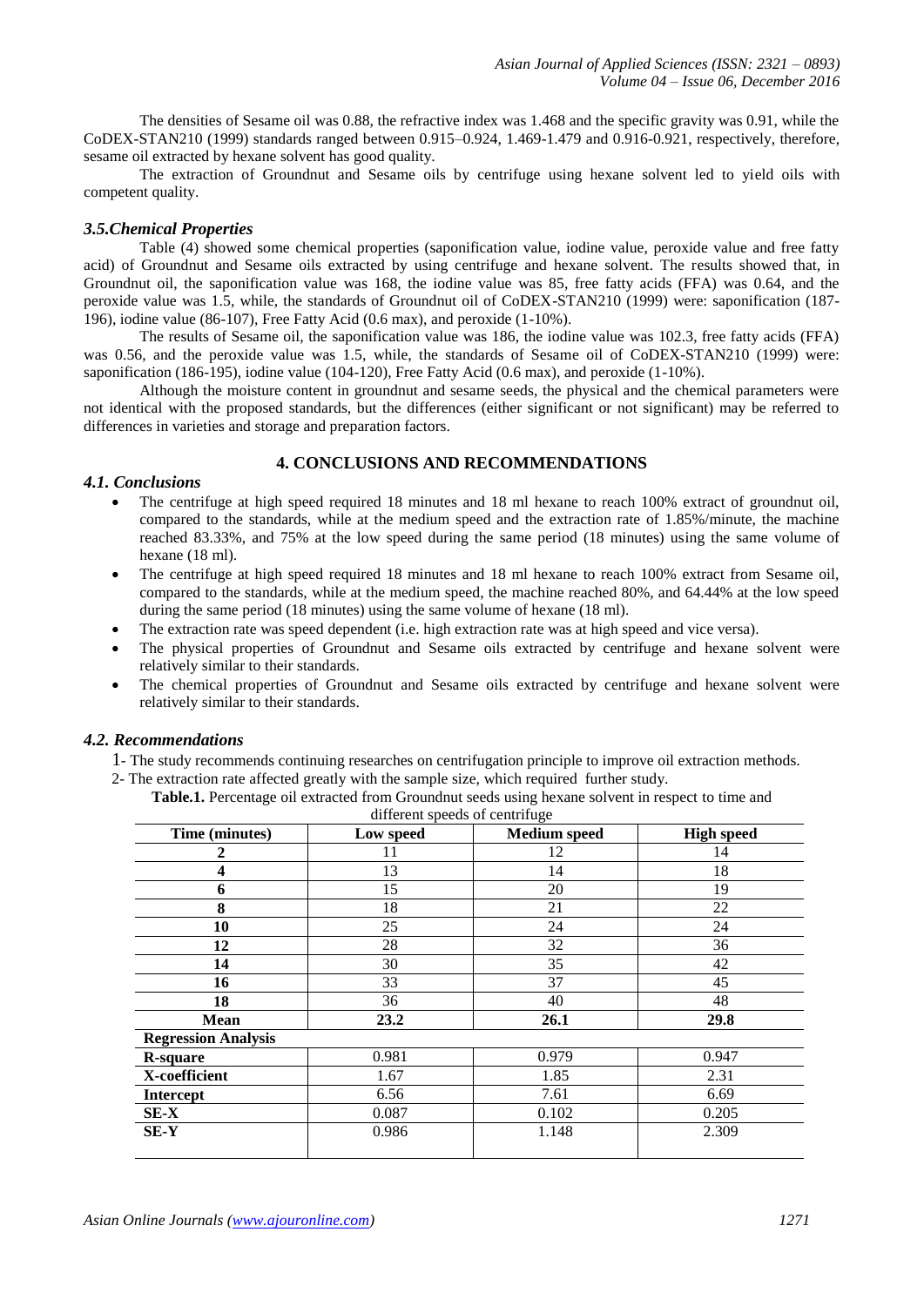The densities of Sesame oil was 0.88, the refractive index was 1.468 and the specific gravity was 0.91, while the CoDEX-STAN210 (1999) standards ranged between 0.915–0.924, 1.469-1.479 and 0.916-0.921, respectively, therefore, sesame oil extracted by hexane solvent has good quality.

The extraction of Groundnut and Sesame oils by centrifuge using hexane solvent led to yield oils with competent quality.

### *3.5.Chemical Properties*

Table (4) showed some chemical properties (saponification value, iodine value, peroxide value and free fatty acid) of Groundnut and Sesame oils extracted by using centrifuge and hexane solvent. The results showed that, in Groundnut oil, the saponification value was 168, the iodine value was 85, free fatty acids (FFA) was 0.64, and the peroxide value was 1.5, while, the standards of Groundnut oil of CoDEX-STAN210 (1999) were: saponification (187-196), iodine value (86-107), Free Fatty Acid (0.6 max), and peroxide (1-10%).

The results of Sesame oil, the saponification value was 186, the iodine value was 102.3, free fatty acids (FFA) was 0.56, and the peroxide value was 1.5, while, the standards of Sesame oil of CoDEX-STAN210 (1999) were: saponification (186-195), iodine value (104-120), Free Fatty Acid (0.6 max), and peroxide (1-10%).

Although the moisture content in groundnut and sesame seeds, the physical and the chemical parameters were not identical with the proposed standards, but the differences (either significant or not significant) may be referred to differences in varieties and storage and preparation factors.

## 4. CONCLUSIONS AND RECOMMENDATIONS

### *4.1. Conclusions*

- The centrifuge at high speed required 18 minutes and 18 ml hexane to reach 100% extract of groundnut oil, compared to the standards, while at the medium speed and the extraction rate of 1.85%/minute, the machine reached 83.33%, and 75% at the low speed during the same period (18 minutes) using the same volume of hexane (18 ml).
- The centrifuge at high speed required 18 minutes and 18 ml hexane to reach 100% extract from Sesame oil, compared to the standards, while at the medium speed, the machine reached 80%, and 64.44% at the low speed during the same period (18 minutes) using the same volume of hexane (18 ml).
- The extraction rate was speed dependent (i.e. high extraction rate was at high speed and vice versa).
- The physical properties of Groundnut and Sesame oils extracted by centrifuge and hexane solvent were relatively similar to their standards.
- The chemical properties of Groundnut and Sesame oils extracted by centrifuge and hexane solvent were relatively similar to their standards.

### *4.2. Recommendations*

1- The study recommends continuing researches on centrifugation principle to improve oil extraction methods.

2- The extraction rate affected greatly with the sample size, which required further study.

**Table.1.** Percentage oil extracted from Groundnut seeds using hexane solvent in respect to time and different speeds of centrifuge

| Time (minutes) | Low speed | Medium speed | High speed |
|---|---|---|---|
| **2** | 11 | 12 | 14 |
| **4** | 13 | 14 | 18 |
| **6** | 15 | 20 | 19 |
| **8** | 18 | 21 | 22 |
| **10** | 25 | 24 | 24 |
| **12** | 28 | 32 | 36 |
| **14** | 30 | 35 | 42 |
| **16** | 33 | 37 | 45 |
| **18** | 36 | 40 | 48 |
| **Mean** | **23.2** | **26.1** | **29.8** |
| **Regression Analysis** | | | |
| **R-square** | 0.981 | 0.979 | 0.947 |
| **X-coefficient** | 1.67 | 1.85 | 2.31 |
| **Intercept** | 6.56 | 7.61 | 6.69 |
| **SE-X** | 0.087 | 0.102 | 0.205 |
| **SE-Y** | 0.986 | 1.148 | 2.309 |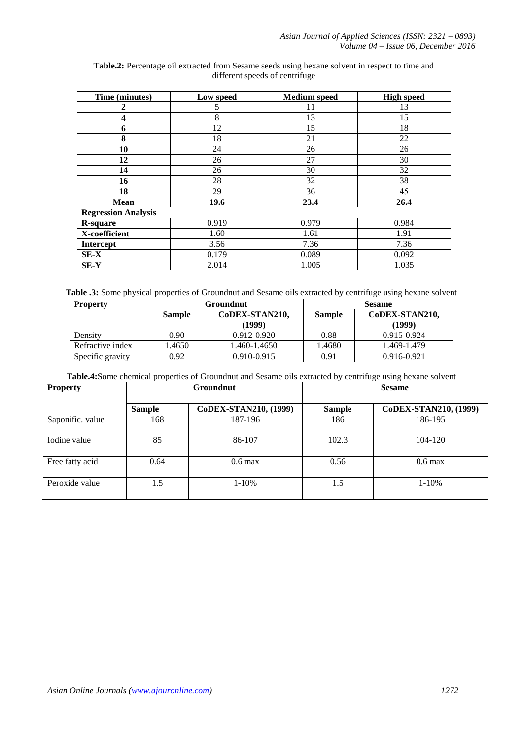**Table.2:** Percentage oil extracted from Sesame seeds using hexane solvent in respect to time and different speeds of centrifuge

| Time (minutes) | Low speed | Medium speed | High speed |
|---|---|---|---|
| **2** | 5 | 11 | 13 |
| **4** | 8 | 13 | 15 |
| **6** | 12 | 15 | 18 |
| **8** | 18 | 21 | 22 |
| **10** | 24 | 26 | 26 |
| **12** | 26 | 27 | 30 |
| **14** | 26 | 30 | 32 |
| **16** | 28 | 32 | 38 |
| **18** | 29 | 36 | 45 |
| **Mean** | **19.6** | **23.4** | **26.4** |
| **Regression Analysis** | | | |
| **R-square** | 0.919 | 0.979 | 0.984 |
| **X-coefficient** | 1.60 | 1.61 | 1.91 |
| **Intercept** | 3.56 | 7.36 | 7.36 |
| **SE-X** | 0.179 | 0.089 | 0.092 |
| **SE-Y** | 2.014 | 1.005 | 1.035 |

**Table .3:** Some physical properties of Groundnut and Sesame oils extracted by centrifuge using hexane solvent

| Property | Groundnut | | Sesame | |
|---|---|---|---|---|
| | **Sample** | **CoDEX-STAN210, (1999)** | **Sample** | **CoDEX-STAN210, (1999)** |
| Density | 0.90 | 0.912-0.920 | 0.88 | 0.915-0.924 |
| Refractive index | 1.4650 | 1.460-1.4650 | 1.4680 | 1.469-1.479 |
| Specific gravity | 0.92 | 0.910-0.915 | 0.91 | 0.916-0.921 |

**Table.4:** Some chemical properties of Groundnut and Sesame oils extracted by centrifuge using hexane solvent

| Property | Groundnut | | Sesame | |
|---|---|---|---|---|
| | **Sample** | **CoDEX-STAN210, (1999)** | **Sample** | **CoDEX-STAN210, (1999)** |
| Saponific. value | 168 | 187-196 | 186 | 186-195 |
| Iodine value | 85 | 86-107 | 102.3 | 104-120 |
| Free fatty acid | 0.64 | 0.6 max | 0.56 | 0.6 max |
| Peroxide value | 1.5 | 1-10% | 1.5 | 1-10% |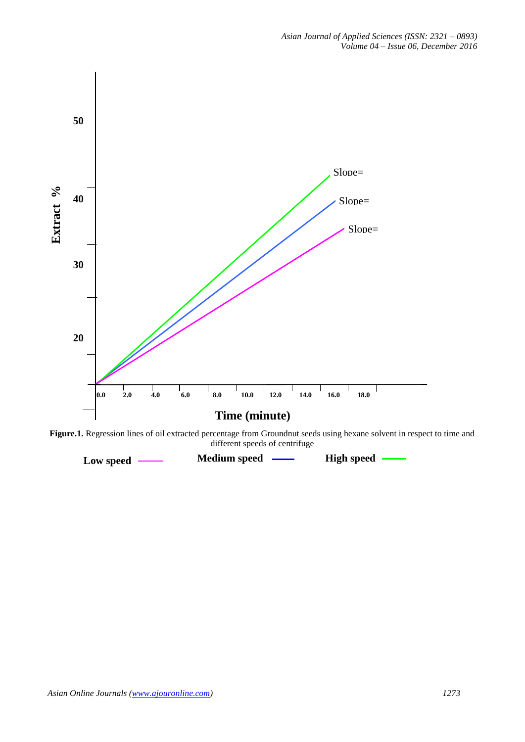**Figure.1.** Regression lines of oil extracted percentage from Groundnut seeds using hexane solvent in respect to time and different speeds of centrifuge

**Low speed** ——— **Medium speed** ——— **High speed** ———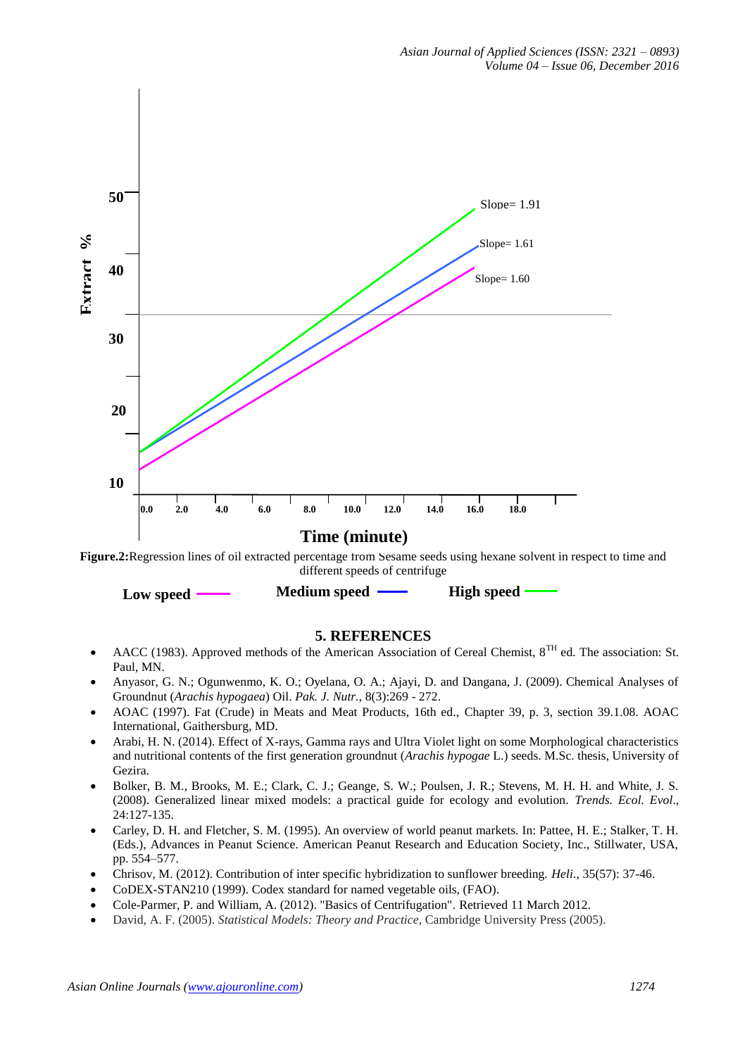**Figure.2:**Regression lines of oil extracted percentage from Sesame seeds using hexane solvent in respect to time and different speeds of centrifuge

**Low speed** **Medium speed** **High speed**

## 5. REFERENCES

- AACC (1983). Approved methods of the American Association of Cereal Chemist, 8[TH] ed. The association: St. Paul, MN.
- Anyasor, G. N.; Ogunwenmo, K. O.; Oyelana, O. A.; Ajayi, D. and Dangana, J. (2009). Chemical Analyses of Groundnut (*Arachis hypogaea*) Oil. *Pak. J. Nutr.*, 8(3):269 - 272.
- AOAC (1997). Fat (Crude) in Meats and Meat Products, 16th ed., Chapter 39, p. 3, section 39.1.08. AOAC International, Gaithersburg, MD.
- Arabi, H. N. (2014). Effect of X-rays, Gamma rays and Ultra Violet light on some Morphological characteristics and nutritional contents of the first generation groundnut (*Arachis hypogae* L.) seeds. M.Sc. thesis, University of Gezira.
- Bolker, B. M., Brooks, M. E.; Clark, C. J.; Geange, S. W.; Poulsen, J. R.; Stevens, M. H. H. and White, J. S. (2008). Generalized linear mixed models: a practical guide for ecology and evolution. *Trends. Ecol. Evol*., 24:127-135.
- Carley, D. H. and Fletcher, S. M. (1995). An overview of world peanut markets. In: Pattee, H. E.; Stalker, T. H. (Eds.), Advances in Peanut Science. American Peanut Research and Education Society, Inc., Stillwater, USA, pp. 554–577.
- Chrisov, M. (2012). Contribution of inter specific hybridization to sunflower breeding. *Heli*., 35(57): 37-46.
- CoDEX-STAN210 (1999). Codex standard for named vegetable oils, (FAO).
- Cole-Parmer, P. and William, A. (2012). "Basics of Centrifugation". Retrieved 11 March 2012.
- David, A. F. (2005). *Statistical Models: Theory and Practice*, Cambridge University Press (2005).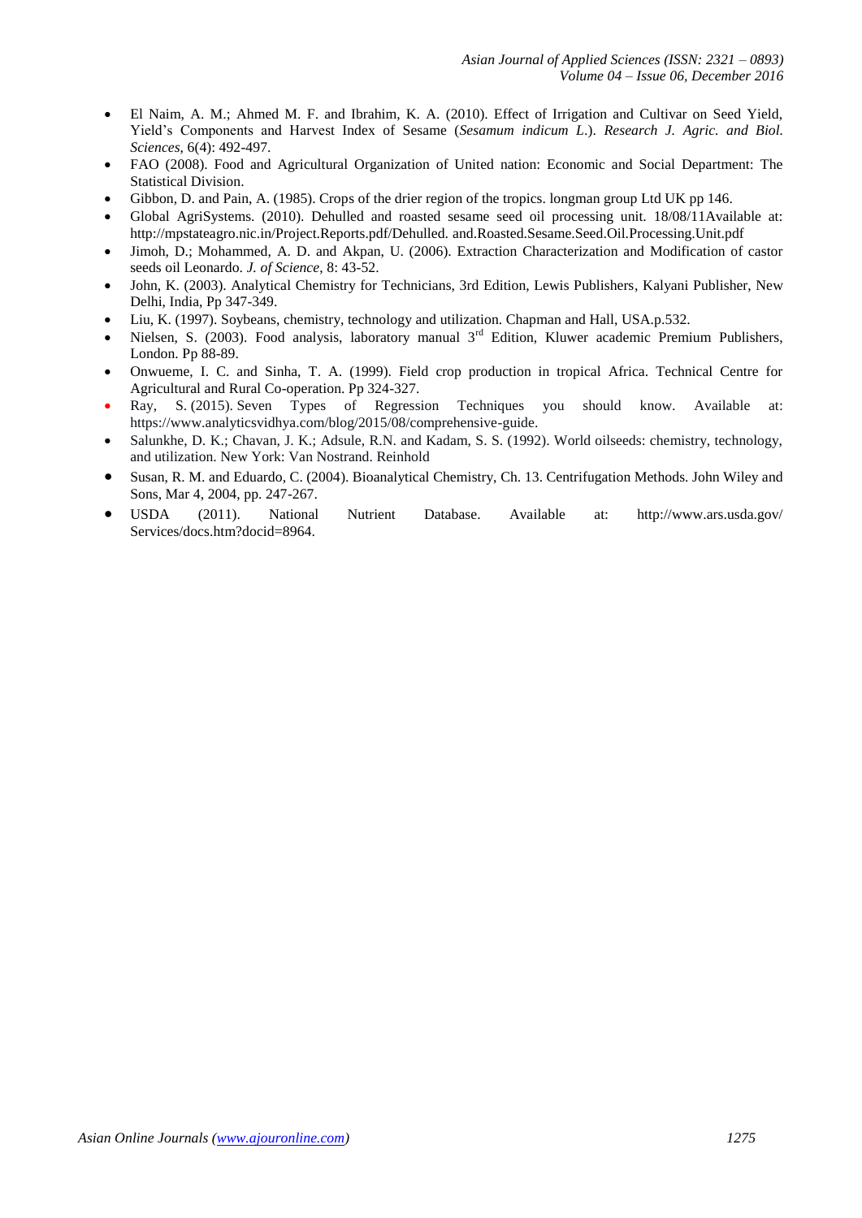- El Naim, A. M.; Ahmed M. F. and Ibrahim, K. A. (2010). Effect of Irrigation and Cultivar on Seed Yield, Yield's Components and Harvest Index of Sesame (*Sesamum indicum L*.). *Research J. Agric. and Biol. Sciences*, 6(4): 492-497.
- FAO (2008). Food and Agricultural Organization of United nation: Economic and Social Department: The Statistical Division.
- Gibbon, D. and Pain, A. (1985). Crops of the drier region of the tropics. longman group Ltd UK pp 146.
- Global AgriSystems. (2010). Dehulled and roasted sesame seed oil processing unit. 18/08/11Available at: http://mpstateagro.nic.in/Project.Reports.pdf/Dehulled. and.Roasted.Sesame.Seed.Oil.Processing.Unit.pdf
- Jimoh, D.; Mohammed, A. D. and Akpan, U. (2006). Extraction Characterization and Modification of castor seeds oil Leonardo. *J. of Science*, 8: 43-52.
- John, K. (2003). Analytical Chemistry for Technicians, 3rd Edition, Lewis Publishers, Kalyani Publisher, New Delhi, India, Pp 347-349.
- Liu, K. (1997). Soybeans, chemistry, technology and utilization. Chapman and Hall, USA.p.532.
- Nielsen, S. (2003). Food analysis, laboratory manual 3rd Edition, Kluwer academic Premium Publishers, London. Pp 88-89.
- Onwueme, I. C. and Sinha, T. A. (1999). Field crop production in tropical Africa. Technical Centre for Agricultural and Rural Co-operation. Pp 324-327.
- Ray, S. (2015). Seven Types of Regression Techniques you should know. Available at: https://www.analyticsvidhya.com/blog/2015/08/comprehensive-guide.
- Salunkhe, D. K.; Chavan, J. K.; Adsule, R.N. and Kadam, S. S. (1992). World oilseeds: chemistry, technology, and utilization. New York: Van Nostrand. Reinhold
- Susan, R. M. and Eduardo, C. (2004). Bioanalytical Chemistry, Ch. 13. Centrifugation Methods. John Wiley and Sons, Mar 4, 2004, pp. 247-267.
- USDA (2011). National Nutrient Database. Available at: http://www.ars.usda.gov/ Services/docs.htm?docid=8964.